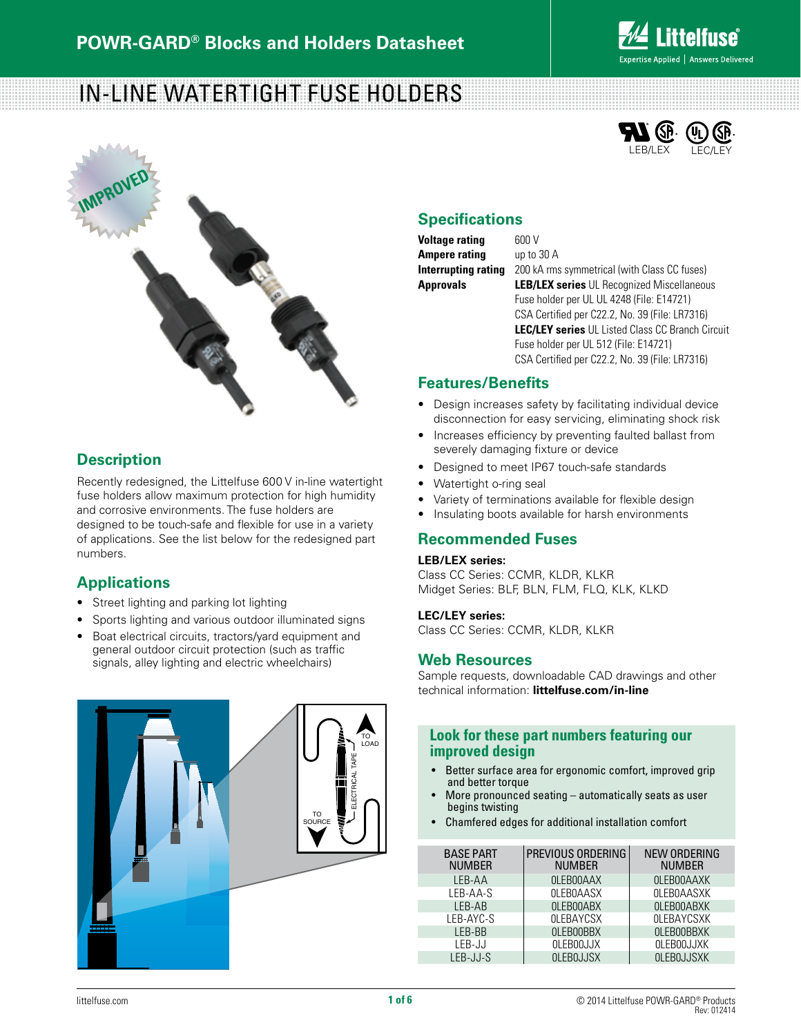# POWR-GARD® Blocks and Holders Datasheet

## IN-LINE WATERTIGHT FUSE HOLDERS

LEB/LEX LEC/LEY

IMPROVED

## Description

Recently redesigned, the Littelfuse 600 V in-line watertight fuse holders allow maximum protection for high humidity and corrosive environments. The fuse holders are designed to be touch-safe and flexible for use in a variety of applications. See the list below for the redesigned part numbers.

## Applications

- Street lighting and parking lot lighting
- Sports lighting and various outdoor illuminated signs
- Boat electrical circuits, tractors/yard equipment and general outdoor circuit protection (such as traffic signals, alley lighting and electric wheelchairs)

TO LOAD

ELECTRICAL TAPE

TO SOURCE

## Specifications

| | |
|---|---|
| **Voltage rating** | 600 V |
| **Ampere rating** | up to 30 A |
| **Interrupting rating** | 200 kA rms symmetrical (with Class CC fuses) |
| **Approvals** | **LEB/LEX series** UL Recognized Miscellaneous Fuse holder per UL UL 4248 (File: E14721) CSA Certified per C22.2, No. 39 (File: LR7316) **LEC/LEY series** UL Listed Class CC Branch Circuit Fuse holder per UL 512 (File: E14721) CSA Certified per C22.2, No. 39 (File: LR7316) |

## Features/Benefits

- Design increases safety by facilitating individual device disconnection for easy servicing, eliminating shock risk
- Increases efficiency by preventing faulted ballast from severely damaging fixture or device
- Designed to meet IP67 touch-safe standards
- Watertight o-ring seal
- Variety of terminations available for flexible design
- Insulating boots available for harsh environments

## Recommended Fuses

**LEB/LEX series:**
Class CC Series: CCMR, KLDR, KLKR
Midget Series: BLF, BLN, FLM, FLQ, KLK, KLKD

**LEC/LEY series:**
Class CC Series: CCMR, KLDR, KLKR

## Web Resources

Sample requests, downloadable CAD drawings and other technical information: **littelfuse.com/in-line**

### Look for these part numbers featuring our improved design

- Better surface area for ergonomic comfort, improved grip and better torque
- More pronounced seating – automatically seats as user begins twisting
- Chamfered edges for additional installation comfort

| BASE PART NUMBER | PREVIOUS ORDERING NUMBER | NEW ORDERING NUMBER |
|---|---|---|
| LEB-AA | 0LEB00AAX | 0LEB00AAXK |
| LEB-AA-S | 0LEB0AASX | 0LEB0AASXK |
| LEB-AB | 0LEB00ABX | 0LEB00ABXK |
| LEB-AYC-S | 0LEBAYCSX | 0LEBAYCSXK |
| LEB-BB | 0LEB00BBX | 0LEB00BBXK |
| LEB-JJ | 0LEB00JJX | 0LEB00JJXK |
| LEB-JJ-S | 0LEB0JJSX | 0LEB0JJSXK |

© 2014 Littelfuse POWR-GARD® Products
Rev: 012414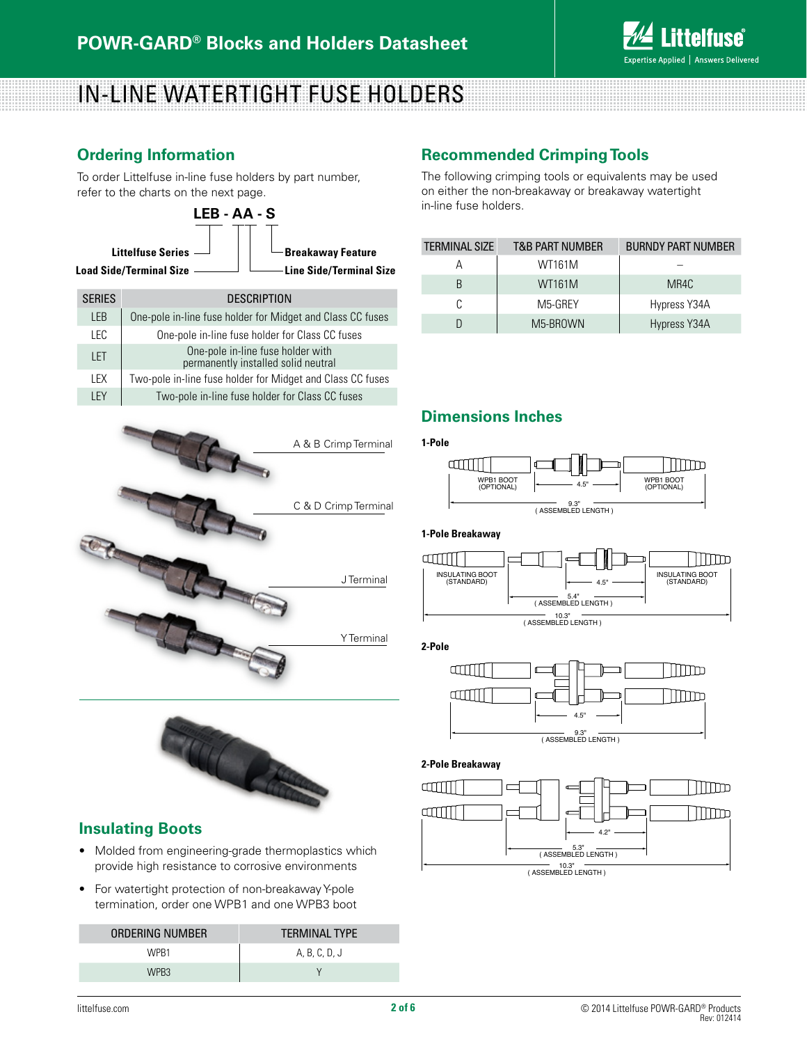# IN-LINE WATERTIGHT FUSE HOLDERS

## Ordering Information

To order Littelfuse in-line fuse holders by part number, refer to the charts on the next page.

**LEB - AA - S**

- Littelfuse Series
- Load Side/Terminal Size
- Line Side/Terminal Size
- Breakaway Feature

| SERIES | DESCRIPTION |
|---|---|
| LEB | One-pole in-line fuse holder for Midget and Class CC fuses |
| LEC | One-pole in-line fuse holder for Class CC fuses |
| LET | One-pole in-line fuse holder with permanently installed solid neutral |
| LEX | Two-pole in-line fuse holder for Midget and Class CC fuses |
| LEY | Two-pole in-line fuse holder for Class CC fuses |

A & B Crimp Terminal

C & D Crimp Terminal

J Terminal

Y Terminal

## Insulating Boots

- Molded from engineering-grade thermoplastics which provide high resistance to corrosive environments
- For watertight protection of non-breakaway Y-pole termination, order one WPB1 and one WPB3 boot

| ORDERING NUMBER | TERMINAL TYPE |
|---|---|
| WPB1 | A, B, C, D, J |
| WPB3 | Y |

## Recommended Crimping Tools

The following crimping tools or equivalents may be used on either the non-breakaway or breakaway watertight in-line fuse holders.

| TERMINAL SIZE | T&B PART NUMBER | BURNDY PART NUMBER |
|---|---|---|
| A | WT161M | – |
| B | WT161M | MR4C |
| C | M5-GREY | Hypress Y34A |
| D | M5-BROWN | Hypress Y34A |

## Dimensions Inches

**1-Pole**

WPB1 BOOT (OPTIONAL) — 4.5" — WPB1 BOOT (OPTIONAL)

9.3" (ASSEMBLED LENGTH)

**1-Pole Breakaway**

INSULATING BOOT (STANDARD) — 4.5" — INSULATING BOOT (STANDARD)

5.4" (ASSEMBLED LENGTH)

10.3" (ASSEMBLED LENGTH)

**2-Pole**

4.5"

9.3" (ASSEMBLED LENGTH)

**2-Pole Breakaway**

4.2"

5.3" (ASSEMBLED LENGTH)

10.3" (ASSEMBLED LENGTH)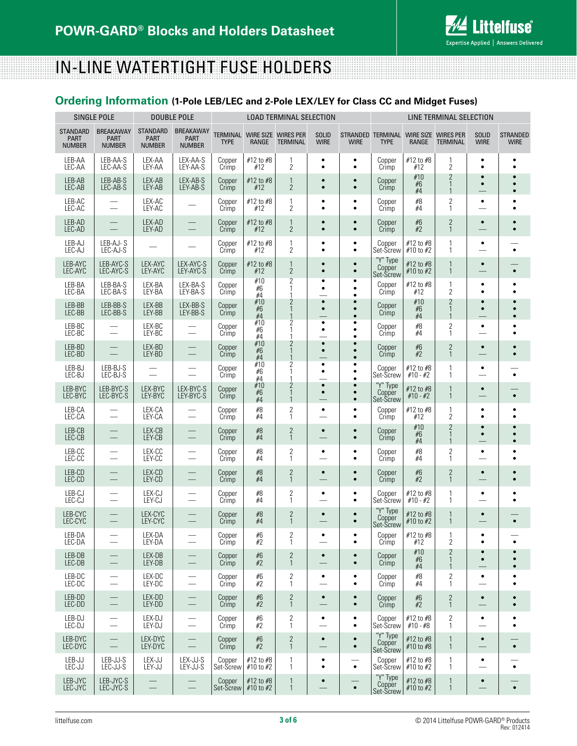# IN-LINE WATERTIGHT FUSE HOLDERS

## Ordering Information (1-Pole LEB/LEC and 2-Pole LEX/LEY for Class CC and Midget Fuses)

| SINGLE POLE | | DOUBLE POLE | | LOAD TERMINAL SELECTION | | | | | LINE TERMINAL SELECTION | | | | |
|---|---|---|---|---|---|---|---|---|---|---|---|---|---|
| STANDARD PART NUMBER | BREAKAWAY PART NUMBER | STANDARD PART NUMBER | BREAKAWAY PART NUMBER | TERMINAL TYPE | WIRE SIZE RANGE | WIRES PER TERMINAL | SOLID WIRE | STRANDED WIRE | TERMINAL TYPE | WIRE SIZE RANGE | WIRES PER TERMINAL | SOLID WIRE | STRANDED WIRE |
| LEB-AA<br>LEC-AA | LEB-AA-S<br>LEC-AA-S | LEX-AA<br>LEY-AA | LEX-AA-S<br>LEY-AA-S | Copper Crimp | #12 to #8<br>#12 | 1<br>2 | •<br>• | •<br>• | Copper Crimp | #12 to #8<br>#12 | 1<br>2 | •<br>• | •<br>• |
| LEB-AB<br>LEC-AB | LEB-AB-S<br>LEC-AB-S | LEX-AB<br>LEY-AB | LEX-AB-S<br>LEY-AB-S | Copper Crimp | #12 to #8<br>#12 | 1<br>2 | •<br>• | •<br>• | Copper Crimp | #10<br>#6<br>#4 | 2<br>1<br>1 | •<br>•<br>— | •<br>•<br>• |
| LEB-AC<br>LEC-AC | —<br>— | LEX-AC<br>LEY-AC | — | Copper Crimp | #12 to #8<br>#12 | 1<br>2 | •<br>• | •<br>• | Copper Crimp | #8<br>#4 | 2<br>1 | •<br>— | •<br>• |
| LEB-AD<br>LEC-AD | —<br>— | LEX-AD<br>LEY-AD | —<br>— | Copper Crimp | #12 to #8<br>#12 | 1<br>2 | •<br>• | •<br>• | Copper Crimp | #6<br>#2 | 2<br>1 | •<br>— | •<br>• |
| LEB-AJ<br>LEC-AJ | LEB-AJ- S<br>LEC-AJ-S | — | — | Copper Crimp | #12 to #8<br>#12 | 1<br>2 | •<br>• | •<br>• | Copper Set-Screw | #12 to #8<br>#10 to #2 | 1<br>1 | •<br>— | —<br>• |
| LEB-AYC<br>LEC-AYC | LEB-AYC-S<br>LEC-AYC-S | LEX-AYC<br>LEY-AYC | LEX-AYC-S<br>LEY-AYC-S | Copper Crimp | #12 to #8<br>#12 | 1<br>2 | •<br>• | •<br>• | "Y" Type Copper Set-Screw | #12 to #8<br>#10 to #2 | 1<br>1 | •<br>— | —<br>• |
| LEB-BA<br>LEC-BA | LEB-BA-S<br>LEC-BA-S | LEX-BA<br>LEY-BA | LEX-BA-S<br>LEY-BA-S | Copper Crimp | #10<br>#6<br>#4 | 2<br>1<br>1 | •<br>•<br>— | •<br>•<br>• | Copper Crimp | #12 to #8<br>#12 | 1<br>2 | •<br>• | •<br>• |
| LEB-BB<br>LEC-BB | LEB-BB-S<br>LEC-BB-S | LEX-BB<br>LEY-BB | LEX-BB-S<br>LEY-BB-S | Copper Crimp | #10<br>#6<br>#4 | 2<br>1<br>1 | •<br>•<br>— | •<br>•<br>• | Copper Crimp | #10<br>#6<br>#4 | 2<br>1<br>1 | •<br>•<br>— | •<br>•<br>• |
| LEB-BC<br>LEC-BC | —<br>— | LEX-BC<br>LEY-BC | —<br>— | Copper Crimp | #10<br>#6<br>#4 | 2<br>1<br>1 | •<br>•<br>— | •<br>•<br>• | Copper Crimp | #8<br>#4 | 2<br>1 | •<br>— | •<br>• |
| LEB-BD<br>LEC-BD | —<br>— | LEX-BD<br>LEY-BD | —<br>— | Copper Crimp | #10<br>#6<br>#4 | 2<br>1<br>1 | •<br>•<br>— | •<br>•<br>• | Copper Crimp | #6<br>#2 | 2<br>1 | •<br>— | •<br>• |
| LEB-BJ<br>LEC-BJ | LEB-BJ-S<br>LEC-BJ-S | —<br>— | —<br>— | Copper Crimp | #10<br>#6<br>#4 | 2<br>1<br>1 | •<br>•<br>— | •<br>•<br>• | Copper Set-Screw | #12 to #8<br>#10 - #2 | 1<br>1 | •<br>— | —<br>• |
| LEB-BYC<br>LEC-BYC | LEB-BYC-S<br>LEC-BYC-S | LEX-BYC<br>LEY-BYC | LEX-BYC-S<br>LEY-BYC-S | Copper Crimp | #10<br>#6<br>#4 | 2<br>1<br>1 | •<br>•<br>— | •<br>•<br>• | "Y" Type Copper Set-Screw | #12 to #8<br>#10 - #2 | 1<br>1 | •<br>— | —<br>• |
| LEB-CA<br>LEC-CA | —<br>— | LEX-CA<br>LEY-CA | —<br>— | Copper Crimp | #8<br>#4 | 2<br>1 | •<br>— | •<br>• | Copper Crimp | #12 to #8<br>#12 | 1<br>2 | •<br>• | •<br>• |
| LEB-CB<br>LEC-CB | —<br>— | LEX-CB<br>LEY-CB | —<br>— | Copper Crimp | #8<br>#4 | 2<br>1 | •<br>— | •<br>• | Copper Crimp | #10<br>#6<br>#4 | 2<br>1<br>1 | •<br>•<br>— | •<br>•<br>• |
| LEB-CC<br>LEC-CC | —<br>— | LEX-CC<br>LEY-CC | —<br>— | Copper Crimp | #8<br>#4 | 2<br>1 | •<br>— | •<br>• | Copper Crimp | #8<br>#4 | 2<br>1 | •<br>— | •<br>• |
| LEB-CD<br>LEC-CD | —<br>— | LEX-CD<br>LEY-CD | —<br>— | Copper Crimp | #8<br>#4 | 2<br>1 | •<br>— | •<br>• | Copper Crimp | #6<br>#2 | 2<br>1 | •<br>— | •<br>• |
| LEB-CJ<br>LEC-CJ | —<br>— | LEX-CJ<br>LEY-CJ | —<br>— | Copper Crimp | #8<br>#4 | 2<br>1 | •<br>— | •<br>• | Copper Set-Screw | #12 to #8<br>#10 - #2 | 1<br>1 | •<br>— | •<br>• |
| LEB-CYC<br>LEC-CYC | —<br>— | LEX-CYC<br>LEY-CYC | —<br>— | Copper Crimp | #8<br>#4 | 2<br>1 | •<br>— | •<br>• | "Y" Type Copper Set-Screw | #12 to #8<br>#10 to #2 | 1<br>1 | •<br>— | —<br>• |
| LEB-DA<br>LEC-DA | —<br>— | LEX-DA<br>LEY-DA | —<br>— | Copper Crimp | #6<br>#2 | 2<br>1 | •<br>— | •<br>• | Copper Crimp | #12 to #8<br>#12 | 1<br>2 | •<br>• | —<br>• |
| LEB-DB<br>LEC-DB | —<br>— | LEX-DB<br>LEY-DB | —<br>— | Copper Crimp | #6<br>#2 | 2<br>1 | •<br>— | •<br>• | Copper Crimp | #10<br>#6<br>#4 | 2<br>1<br>1 | •<br>•<br>— | •<br>•<br>• |
| LEB-DC<br>LEC-DC | —<br>— | LEX-DC<br>LEY-DC | —<br>— | Copper Crimp | #6<br>#2 | 2<br>1 | •<br>— | •<br>• | Copper Crimp | #8<br>#4 | 2<br>1 | •<br>— | •<br>• |
| LEB-DD<br>LEC-DD | —<br>— | LEX-DD<br>LEY-DD | —<br>— | Copper Crimp | #6<br>#2 | 2<br>1 | •<br>— | •<br>• | Copper Crimp | #6<br>#2 | 2<br>1 | •<br>— | •<br>• |
| LEB-DJ<br>LEC-DJ | —<br>— | LEX-DJ<br>LEY-DJ | —<br>— | Copper Crimp | #6<br>#2 | 2<br>1 | •<br>— | •<br>• | Copper Set-Screw | #12 to #8<br>#10 - #8 | 2<br>1 | •<br>— | •<br>• |
| LEB-DYC<br>LEC-DYC | —<br>— | LEX-DYC<br>LEY-DYC | —<br>— | Copper Crimp | #6<br>#2 | 2<br>1 | •<br>— | •<br>• | "Y" Type Copper Set-Screw | #12 to #8<br>#10 to #8 | 1<br>1 | •<br>— | —<br>• |
| LEB-JJ<br>LEC-JJ | LEB-JJ-S<br>LEC-JJ-S | LEX-JJ<br>LEY-JJ | LEX-JJ-S<br>LEY-JJ-S | Copper Set-Screw | #12 to #8<br>#10 to #2 | 1<br>1 | •<br>• | —<br>• | Copper Set-Screw | #12 to #8<br>#10 to #2 | 1<br>1 | •<br>— | —<br>• |
| LEB-JYC<br>LEC-JYC | LEB-JYC-S<br>LEC-JYC-S | —<br>— | —<br>— | Copper Set-Screw | #12 to #8<br>#10 to #2 | 1<br>1 | •<br>— | —<br>• | "Y" Type Copper Set-Screw | #12 to #8<br>#10 to #2 | 1<br>1 | •<br>— | —<br>• |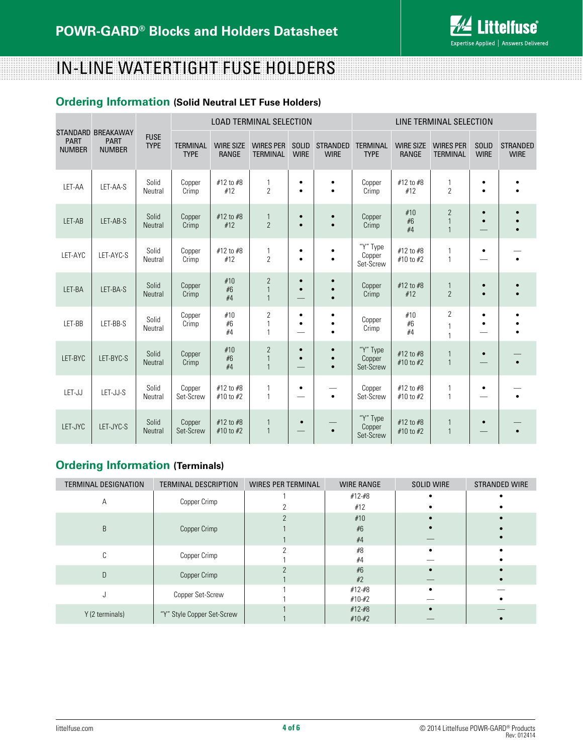# IN-LINE WATERTIGHT FUSE HOLDERS

## Ordering Information (Solid Neutral LET Fuse Holders)

| STANDARD PART NUMBER | BREAKAWAY PART NUMBER | FUSE TYPE | LOAD TERMINAL SELECTION | | | | | LINE TERMINAL SELECTION | | | | |
|---|---|---|---|---|---|---|---|---|---|---|---|---|
| | | | TERMINAL TYPE | WIRE SIZE RANGE | WIRES PER TERMINAL | SOLID WIRE | STRANDED WIRE | TERMINAL TYPE | WIRE SIZE RANGE | WIRES PER TERMINAL | SOLID WIRE | STRANDED WIRE |
| LET-AA | LET-AA-S | Solid Neutral | Copper Crimp | #12 to #8<br>#12 | 1<br>2 | •<br>• | •<br>• | Copper Crimp | #12 to #8<br>#12 | 1<br>2 | •<br>• | •<br>• |
| LET-AB | LET-AB-S | Solid Neutral | Copper Crimp | #12 to #8<br>#12 | 1<br>2 | •<br>• | •<br>• | Copper Crimp | #10<br>#6<br>#4 | 2<br>1<br>1 | •<br>•<br>— | •<br>•<br>• |
| LET-AYC | LET-AYC-S | Solid Neutral | Copper Crimp | #12 to #8<br>#12 | 1<br>2 | •<br>• | •<br>• | "Y" Type Copper Set-Screw | #12 to #8<br>#10 to #2 | 1<br>1 | •<br>— | —<br>• |
| LET-BA | LET-BA-S | Solid Neutral | Copper Crimp | #10<br>#6<br>#4 | 2<br>1<br>1 | •<br>•<br>— | •<br>•<br>• | Copper Crimp | #12 to #8<br>#12 | 1<br>2 | •<br>• | •<br>• |
| LET-BB | LET-BB-S | Solid Neutral | Copper Crimp | #10<br>#6<br>#4 | 2<br>1<br>1 | •<br>•<br>— | •<br>•<br>• | Copper Crimp | #10<br>#6<br>#4 | 2<br>1<br>1 | •<br>•<br>— | •<br>•<br>• |
| LET-BYC | LET-BYC-S | Solid Neutral | Copper Crimp | #10<br>#6<br>#4 | 2<br>1<br>1 | •<br>•<br>— | •<br>•<br>• | "Y" Type Copper Set-Screw | #12 to #8<br>#10 to #2 | 1<br>1 | •<br>— | —<br>• |
| LET-JJ | LET-JJ-S | Solid Neutral | Copper Set-Screw | #12 to #8<br>#10 to #2 | 1<br>1 | •<br>— | —<br>• | Copper Set-Screw | #12 to #8<br>#10 to #2 | 1<br>1 | •<br>— | —<br>• |
| LET-JYC | LET-JYC-S | Solid Neutral | Copper Set-Screw | #12 to #8<br>#10 to #2 | 1<br>1 | •<br>— | —<br>• | "Y" Type Copper Set-Screw | #12 to #8<br>#10 to #2 | 1<br>1 | •<br>— | —<br>• |

## Ordering Information (Terminals)

| TERMINAL DESIGNATION | TERMINAL DESCRIPTION | WIRES PER TERMINAL | WIRE RANGE | SOLID WIRE | STRANDED WIRE |
|---|---|---|---|---|---|
| A | Copper Crimp | 1<br>2 | #12-#8<br>#12 | •<br>• | •<br>• |
| B | Copper Crimp | 2<br>1<br>1 | #10<br>#6<br>#4 | •<br>•<br>— | •<br>•<br>• |
| C | Copper Crimp | 2<br>1 | #8<br>#4 | •<br>— | •<br>• |
| D | Copper Crimp | 2<br>1 | #6<br>#2 | •<br>— | •<br>• |
| J | Copper Set-Screw | 1<br>1 | #12-#8<br>#10-#2 | •<br>— | —<br>• |
| Y (2 terminals) | "Y" Style Copper Set-Screw | 1<br>1 | #12-#8<br>#10-#2 | •<br>— | —<br>• |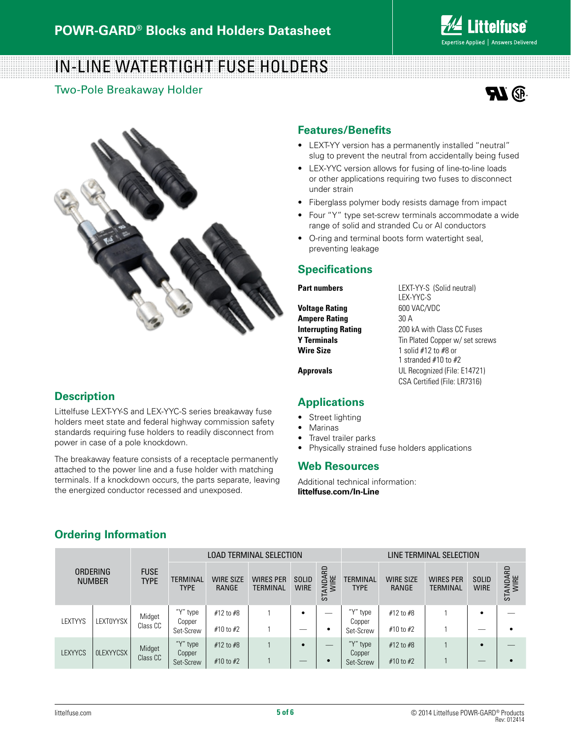POWR-GARD® Blocks and Holders Datasheet

# IN-LINE WATERTIGHT FUSE HOLDERS

## Two-Pole Breakaway Holder

## Features/Benefits

- LEXT-YY version has a permanently installed "neutral" slug to prevent the neutral from accidentally being fused
- LEX-YYC version allows for fusing of line-to-line loads or other applications requiring two fuses to disconnect under strain
- Fiberglass polymer body resists damage from impact
- Four "Y" type set-screw terminals accommodate a wide range of solid and stranded Cu or Al conductors
- O-ring and terminal boots form watertight seal, preventing leakage

## Specifications

| | |
|---|---|
| **Part numbers** | LEXT-YY-S (Solid neutral)<br>LEX-YYC-S |
| **Voltage Rating** | 600 VAC/VDC |
| **Ampere Rating** | 30 A |
| **Interrupting Rating** | 200 kA with Class CC Fuses |
| **Y Terminals** | Tin Plated Copper w/ set screws |
| **Wire Size** | 1 solid #12 to #8 or<br>1 stranded #10 to #2 |
| **Approvals** | UL Recognized (File: E14721)<br>CSA Certified (File: LR7316) |

## Description

Littelfuse LEXT-YY-S and LEX-YYC-S series breakaway fuse holders meet state and federal highway commission safety standards requiring fuse holders to readily disconnect from power in case of a pole knockdown.

The breakaway feature consists of a receptacle permanently attached to the power line and a fuse holder with matching terminals. If a knockdown occurs, the parts separate, leaving the energized conductor recessed and unexposed.

## Applications

- Street lighting
- Marinas
- Travel trailer parks
- Physically strained fuse holders applications

## Web Resources

Additional technical information:
**littelfuse.com/In-Line**

## Ordering Information

| ORDERING NUMBER | | FUSE TYPE | LOAD TERMINAL SELECTION | | | | | LINE TERMINAL SELECTION | | | | |
|---|---|---|---|---|---|---|---|---|---|---|---|---|
| | | | TERMINAL TYPE | WIRE SIZE RANGE | WIRES PER TERMINAL | SOLID WIRE | STANDARD WIRE | TERMINAL TYPE | WIRE SIZE RANGE | WIRES PER TERMINAL | SOLID WIRE | STANDARD WIRE |
| LEXTYYS | LEXT0YYSX | Midget Class CC | "Y" type Copper Set-Screw | #12 to #8 | 1 | • | — | "Y" type Copper Set-Screw | #12 to #8 | 1 | • | — |
| | | | | #10 to #2 | 1 | — | • | | #10 to #2 | 1 | — | • |
| LEXYYCS | 0LEXYYCSX | Midget Class CC | "Y" type Copper Set-Screw | #12 to #8 | 1 | • | — | "Y" type Copper Set-Screw | #12 to #8 | 1 | • | — |
| | | | | #10 to #2 | 1 | — | • | | #10 to #2 | 1 | — | • |

© 2014 Littelfuse POWR-GARD® Products
Rev: 012414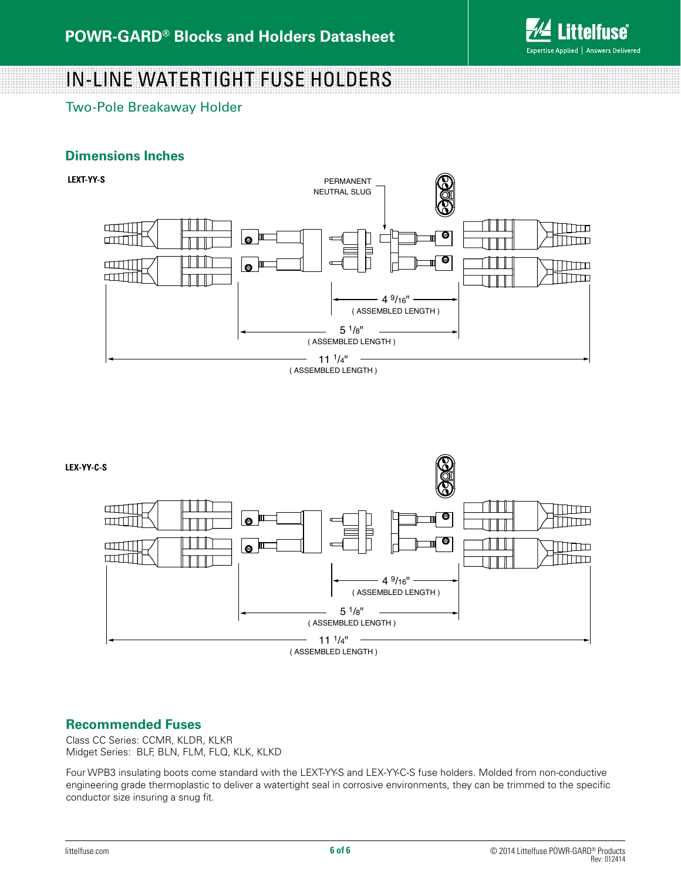# IN-LINE WATERTIGHT FUSE HOLDERS

## Two-Pole Breakaway Holder

### Dimensions Inches

**LEXT-YY-S**

PERMANENT NEUTRAL SLUG

4 9/16" ( ASSEMBLED LENGTH )

5 1/8" ( ASSEMBLED LENGTH )

11 1/4" ( ASSEMBLED LENGTH )

**LEX-YY-C-S**

4 9/16" ( ASSEMBLED LENGTH )

5 1/8" ( ASSEMBLED LENGTH )

11 1/4" ( ASSEMBLED LENGTH )

### Recommended Fuses

Class CC Series: CCMR, KLDR, KLKR
Midget Series: BLF, BLN, FLM, FLQ, KLK, KLKD

Four WPB3 insulating boots come standard with the LEXT-YY-S and LEX-YY-C-S fuse holders. Molded from non-conductive engineering grade thermoplastic to deliver a watertight seal in corrosive environments, they can be trimmed to the specific conductor size insuring a snug fit.